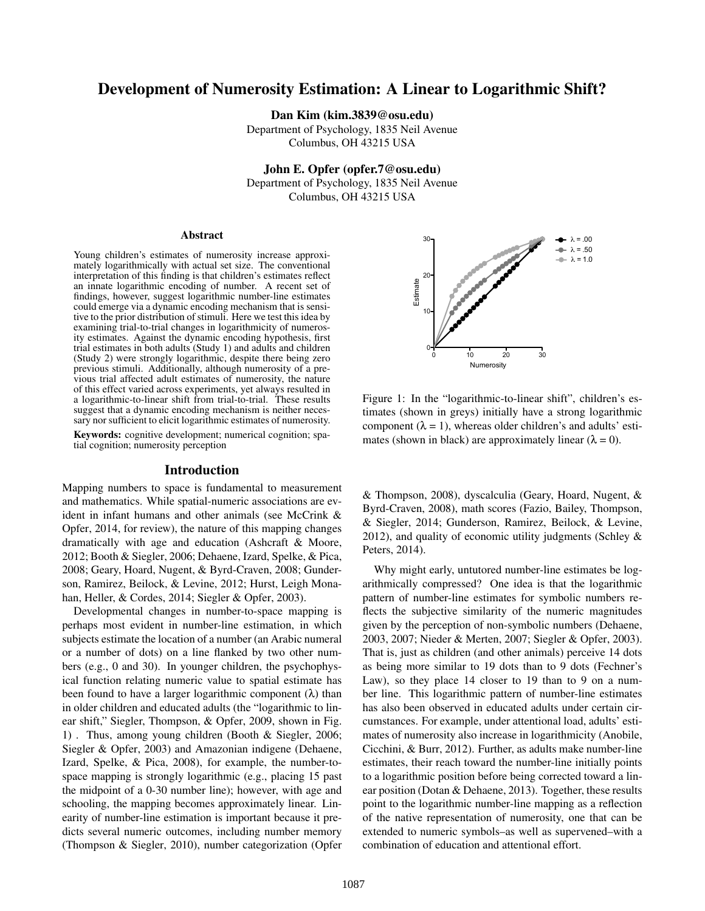# Development of Numerosity Estimation: A Linear to Logarithmic Shift?

**Dan Kim (kim.3839@osu.edu)**
Department of Psychology, 1835 Neil Avenue
Columbus, OH 43215 USA

**John E. Opfer (opfer.7@osu.edu)**
Department of Psychology, 1835 Neil Avenue
Columbus, OH 43215 USA

## Abstract

Young children's estimates of numerosity increase approximately logarithmically with actual set size. The conventional interpretation of this finding is that children's estimates reflect an innate logarithmic encoding of number. A recent set of findings, however, suggest logarithmic number-line estimates could emerge via a dynamic encoding mechanism that is sensitive to the prior distribution of stimuli. Here we test this idea by examining trial-to-trial changes in logarithmicity of numerosity estimates. Against the dynamic encoding hypothesis, first trial estimates in both adults (Study 1) and adults and children (Study 2) were strongly logarithmic, despite there being zero previous stimuli. Additionally, although numerosity of a previous trial affected adult estimates of numerosity, the nature of this effect varied across experiments, yet always resulted in a logarithmic-to-linear shift from trial-to-trial. These results suggest that a dynamic encoding mechanism is neither necessary nor sufficient to elicit logarithmic estimates of numerosity.

**Keywords:** cognitive development; numerical cognition; spatial cognition; numerosity perception

## Introduction

Mapping numbers to space is fundamental to measurement and mathematics. While spatial-numeric associations are evident in infant humans and other animals (see McCrink & Opfer, 2014, for review), the nature of this mapping changes dramatically with age and education (Ashcraft & Moore, 2012; Booth & Siegler, 2006; Dehaene, Izard, Spelke, & Pica, 2008; Geary, Hoard, Nugent, & Byrd-Craven, 2008; Gunderson, Ramirez, Beilock, & Levine, 2012; Hurst, Leigh Monahan, Heller, & Cordes, 2014; Siegler & Opfer, 2003).

Developmental changes in number-to-space mapping is perhaps most evident in number-line estimation, in which subjects estimate the location of a number (an Arabic numeral or a number of dots) on a line flanked by two other numbers (e.g., 0 and 30). In younger children, the psychophysical function relating numeric value to spatial estimate has been found to have a larger logarithmic component ($\lambda$) than in older children and educated adults (the "logarithmic to linear shift," Siegler, Thompson, & Opfer, 2009, shown in Fig. 1) . Thus, among young children (Booth & Siegler, 2006; Siegler & Opfer, 2003) and Amazonian indigene (Dehaene, Izard, Spelke, & Pica, 2008), for example, the number-to-space mapping is strongly logarithmic (e.g., placing 15 past the midpoint of a 0-30 number line); however, with age and schooling, the mapping becomes approximately linear. Linearity of number-line estimation is important because it predicts several numeric outcomes, including number memory (Thompson & Siegler, 2010), number categorization (Opfer & Thompson, 2008), dyscalculia (Geary, Hoard, Nugent, & Byrd-Craven, 2008), math scores (Fazio, Bailey, Thompson, & Siegler, 2014; Gunderson, Ramirez, Beilock, & Levine, 2012), and quality of economic utility judgments (Schley & Peters, 2014).

Figure 1: In the "logarithmic-to-linear shift", children's estimates (shown in greys) initially have a strong logarithmic component ($\lambda = 1$), whereas older children's and adults' estimates (shown in black) are approximately linear ($\lambda = 0$).

Why might early, untutored number-line estimates be logarithmically compressed? One idea is that the logarithmic pattern of number-line estimates for symbolic numbers reflects the subjective similarity of the numeric magnitudes given by the perception of non-symbolic numbers (Dehaene, 2003, 2007; Nieder & Merten, 2007; Siegler & Opfer, 2003). That is, just as children (and other animals) perceive 14 dots as being more similar to 19 dots than to 9 dots (Fechner's Law), so they place 14 closer to 19 than to 9 on a number line. This logarithmic pattern of number-line estimates has also been observed in educated adults under certain circumstances. For example, under attentional load, adults' estimates of numerosity also increase in logarithmicity (Anobile, Cicchini, & Burr, 2012). Further, as adults make number-line estimates, their reach toward the number-line initially points to a logarithmic position before being corrected toward a linear position (Dotan & Dehaene, 2013). Together, these results point to the logarithmic number-line mapping as a reflection of the native representation of numerosity, one that can be extended to numeric symbols–as well as supervened–with a combination of education and attentional effort.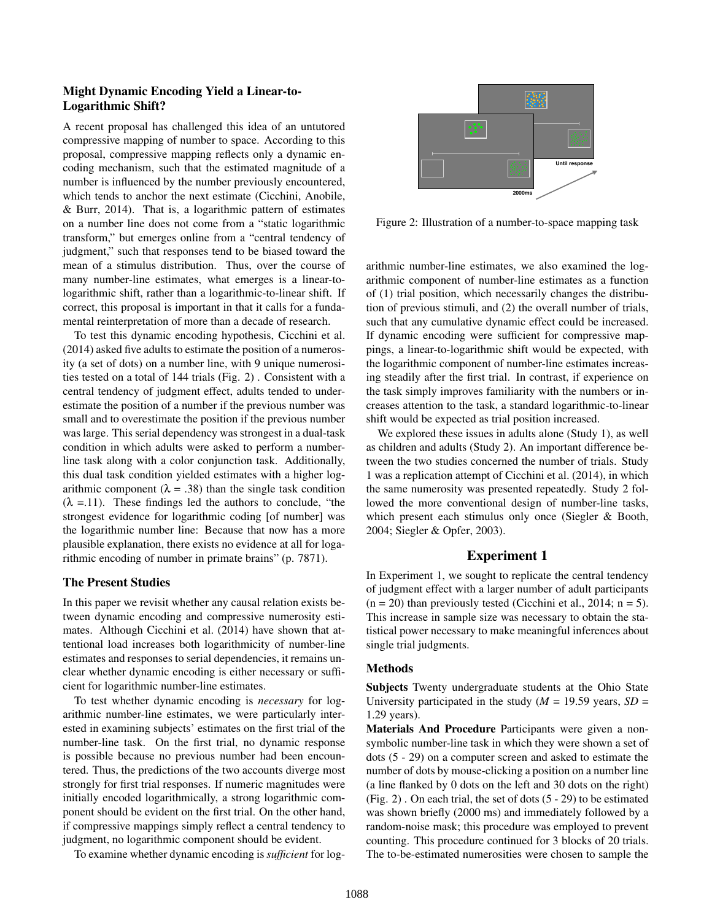## Might Dynamic Encoding Yield a Linear-to-Logarithmic Shift?

A recent proposal has challenged this idea of an untutored compressive mapping of number to space. According to this proposal, compressive mapping reflects only a dynamic encoding mechanism, such that the estimated magnitude of a number is influenced by the number previously encountered, which tends to anchor the next estimate (Cicchini, Anobile, & Burr, 2014). That is, a logarithmic pattern of estimates on a number line does not come from a "static logarithmic transform," but emerges online from a "central tendency of judgment," such that responses tend to be biased toward the mean of a stimulus distribution. Thus, over the course of many number-line estimates, what emerges is a linear-to-logarithmic shift, rather than a logarithmic-to-linear shift. If correct, this proposal is important in that it calls for a fundamental reinterpretation of more than a decade of research.

To test this dynamic encoding hypothesis, Cicchini et al. (2014) asked five adults to estimate the position of a numerosity (a set of dots) on a number line, with 9 unique numerosities tested on a total of 144 trials (Fig. 2) . Consistent with a central tendency of judgment effect, adults tended to underestimate the position of a number if the previous number was small and to overestimate the position if the previous number was large. This serial dependency was strongest in a dual-task condition in which adults were asked to perform a number-line task along with a color conjunction task. Additionally, this dual task condition yielded estimates with a higher logarithmic component ($\lambda$ = .38) than the single task condition ($\lambda$ =.11). These findings led the authors to conclude, "the strongest evidence for logarithmic coding [of number] was the logarithmic number line: Because that now has a more plausible explanation, there exists no evidence at all for logarithmic encoding of number in primate brains" (p. 7871).

## The Present Studies

In this paper we revisit whether any causal relation exists between dynamic encoding and compressive numerosity estimates. Although Cicchini et al. (2014) have shown that attentional load increases both logarithmicity of number-line estimates and responses to serial dependencies, it remains unclear whether dynamic encoding is either necessary or sufficient for logarithmic number-line estimates.

To test whether dynamic encoding is *necessary* for logarithmic number-line estimates, we were particularly interested in examining subjects' estimates on the first trial of the number-line task. On the first trial, no dynamic response is possible because no previous number had been encountered. Thus, the predictions of the two accounts diverge most strongly for first trial responses. If numeric magnitudes were initially encoded logarithmically, a strong logarithmic component should be evident on the first trial. On the other hand, if compressive mappings simply reflect a central tendency to judgment, no logarithmic component should be evident.

To examine whether dynamic encoding is *sufficient* for logarithmic number-line estimates, we also examined the logarithmic component of number-line estimates as a function of (1) trial position, which necessarily changes the distribution of previous stimuli, and (2) the overall number of trials, such that any cumulative dynamic effect could be increased. If dynamic encoding were sufficient for compressive mappings, a linear-to-logarithmic shift would be expected, with the logarithmic component of number-line estimates increasing steadily after the first trial. In contrast, if experience on the task simply improves familiarity with the numbers or increases attention to the task, a standard logarithmic-to-linear shift would be expected as trial position increased.

We explored these issues in adults alone (Study 1), as well as children and adults (Study 2). An important difference between the two studies concerned the number of trials. Study 1 was a replication attempt of Cicchini et al. (2014), in which the same numerosity was presented repeatedly. Study 2 followed the more conventional design of number-line tasks, which present each stimulus only once (Siegler & Booth, 2004; Siegler & Opfer, 2003).

Figure 2: Illustration of a number-to-space mapping task

# Experiment 1

In Experiment 1, we sought to replicate the central tendency of judgment effect with a larger number of adult participants (n = 20) than previously tested (Cicchini et al., 2014; n = 5). This increase in sample size was necessary to obtain the statistical power necessary to make meaningful inferences about single trial judgments.

## Methods

**Subjects** Twenty undergraduate students at the Ohio State University participated in the study (*M* = 19.59 years, *SD* = 1.29 years).

**Materials And Procedure** Participants were given a nonsymbolic number-line task in which they were shown a set of dots (5 - 29) on a computer screen and asked to estimate the number of dots by mouse-clicking a position on a number line (a line flanked by 0 dots on the left and 30 dots on the right) (Fig. 2) . On each trial, the set of dots (5 - 29) to be estimated was shown briefly (2000 ms) and immediately followed by a random-noise mask; this procedure was employed to prevent counting. This procedure continued for 3 blocks of 20 trials. The to-be-estimated numerosities were chosen to sample the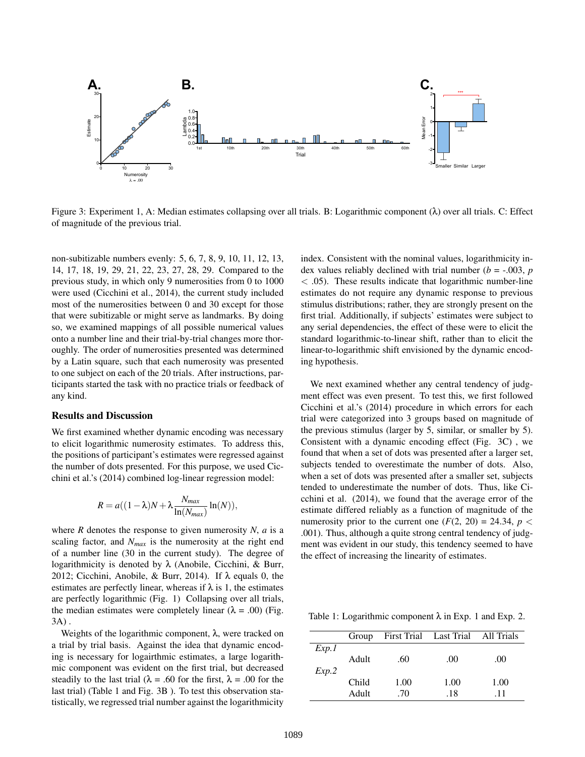Figure 3: Experiment 1, A: Median estimates collapsing over all trials. B: Logarithmic component (λ) over all trials. C: Effect of magnitude of the previous trial.

non-subitizable numbers evenly: 5, 6, 7, 8, 9, 10, 11, 12, 13, 14, 17, 18, 19, 29, 21, 22, 23, 27, 28, 29. Compared to the previous study, in which only 9 numerosities from 0 to 1000 were used (Cicchini et al., 2014), the current study included most of the numerosities between 0 and 30 except for those that were subitizable or might serve as landmarks. By doing so, we examined mappings of all possible numerical values onto a number line and their trial-by-trial changes more thoroughly. The order of numerosities presented was determined by a Latin square, such that each numerosity was presented to one subject on each of the 20 trials. After instructions, participants started the task with no practice trials or feedback of any kind.

### Results and Discussion

We first examined whether dynamic encoding was necessary to elicit logarithmic numerosity estimates. To address this, the positions of participant's estimates were regressed against the number of dots presented. For this purpose, we used Cicchini et al.'s (2014) combined log-linear regression model:

$$R = a((1-\lambda)N + \lambda \frac{N_{max}}{\ln(N_{max})} \ln(N)),$$

where $R$ denotes the response to given numerosity $N$, $a$ is a scaling factor, and $N_{max}$ is the numerosity at the right end of a number line (30 in the current study). The degree of logarithmicity is denoted by λ (Anobile, Cicchini, & Burr, 2012; Cicchini, Anobile, & Burr, 2014). If λ equals 0, the estimates are perfectly linear, whereas if λ is 1, the estimates are perfectly logarithmic (Fig. 1) Collapsing over all trials, the median estimates were completely linear (λ = .00) (Fig. 3A) .

Weights of the logarithmic component, λ, were tracked on a trial by trial basis. Against the idea that dynamic encoding is necessary for logairthmic estimates, a large logarithmic component was evident on the first trial, but decreased steadily to the last trial (λ = .60 for the first, λ = .00 for the last trial) (Table 1 and Fig. 3B ). To test this observation statistically, we regressed trial number against the logarithmicity index. Consistent with the nominal values, logarithmicity index values reliably declined with trial number ($b$ = -.003, $p < .05$). These results indicate that logarithmic number-line estimates do not require any dynamic response to previous stimulus distributions; rather, they are strongly present on the first trial. Additionally, if subjects' estimates were subject to any serial dependencies, the effect of these were to elicit the standard logarithmic-to-linear shift, rather than to elicit the linear-to-logarithmic shift envisioned by the dynamic encoding hypothesis.

We next examined whether any central tendency of judgment effect was even present. To test this, we first followed Cicchini et al.'s (2014) procedure in which errors for each trial were categorized into 3 groups based on magnitude of the previous stimulus (larger by 5, similar, or smaller by 5). Consistent with a dynamic encoding effect (Fig. 3C) , we found that when a set of dots was presented after a larger set, subjects tended to overestimate the number of dots. Also, when a set of dots was presented after a smaller set, subjects tended to underestimate the number of dots. Thus, like Cicchini et al. (2014), we found that the average error of the estimate differed reliably as a function of magnitude of the numerosity prior to the current one ($F(2, 20) = 24.34$, $p < .001$). Thus, although a quite strong central tendency of judgment was evident in our study, this tendency seemed to have the effect of increasing the linearity of estimates.

Table 1: Logarithmic component λ in Exp. 1 and Exp. 2.

| | Group | First Trial | Last Trial | All Trials |
|---|---|---|---|---|
| *Exp.1* | | | | |
| | Adult | .60 | .00 | .00 |
| *Exp.2* | | | | |
| | Child | 1.00 | 1.00 | 1.00 |
| | Adult | .70 | .18 | .11 |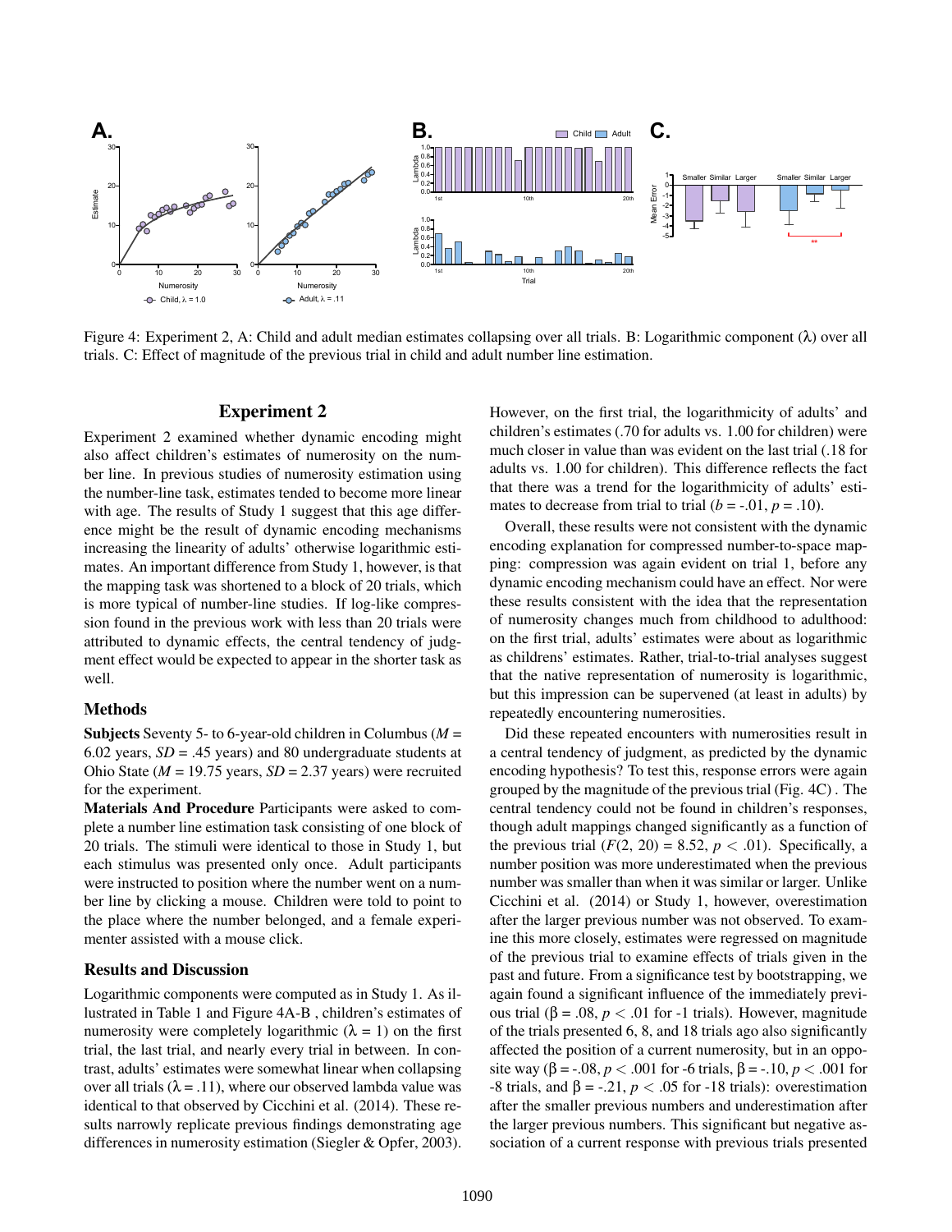Figure 4: Experiment 2, A: Child and adult median estimates collapsing over all trials. B: Logarithmic component (λ) over all trials. C: Effect of magnitude of the previous trial in child and adult number line estimation.

## Experiment 2

Experiment 2 examined whether dynamic encoding might also affect children's estimates of numerosity on the number line. In previous studies of numerosity estimation using the number-line task, estimates tended to become more linear with age. The results of Study 1 suggest that this age difference might be the result of dynamic encoding mechanisms increasing the linearity of adults' otherwise logarithmic estimates. An important difference from Study 1, however, is that the mapping task was shortened to a block of 20 trials, which is more typical of number-line studies. If log-like compression found in the previous work with less than 20 trials were attributed to dynamic effects, the central tendency of judgment effect would be expected to appear in the shorter task as well.

### Methods

**Subjects** Seventy 5- to 6-year-old children in Columbus ($M$ = 6.02 years, $SD$ = .45 years) and 80 undergraduate students at Ohio State ($M$ = 19.75 years, $SD$ = 2.37 years) were recruited for the experiment.

**Materials And Procedure** Participants were asked to complete a number line estimation task consisting of one block of 20 trials. The stimuli were identical to those in Study 1, but each stimulus was presented only once. Adult participants were instructed to position where the number went on a number line by clicking a mouse. Children were told to point to the place where the number belonged, and a female experimenter assisted with a mouse click.

### Results and Discussion

Logarithmic components were computed as in Study 1. As illustrated in Table 1 and Figure 4A-B , children's estimates of numerosity were completely logarithmic ($\lambda = 1$) on the first trial, the last trial, and nearly every trial in between. In contrast, adults' estimates were somewhat linear when collapsing over all trials ($\lambda = .11$), where our observed lambda value was identical to that observed by Cicchini et al. (2014). These results narrowly replicate previous findings demonstrating age differences in numerosity estimation (Siegler & Opfer, 2003). However, on the first trial, the logarithmicity of adults' and children's estimates (.70 for adults vs. 1.00 for children) were much closer in value than was evident on the last trial (.18 for adults vs. 1.00 for children). This difference reflects the fact that there was a trend for the logarithmicity of adults' estimates to decrease from trial to trial ($b$ = -.01, $p$ = .10).

Overall, these results were not consistent with the dynamic encoding explanation for compressed number-to-space mapping: compression was again evident on trial 1, before any dynamic encoding mechanism could have an effect. Nor were these results consistent with the idea that the representation of numerosity changes much from childhood to adulthood: on the first trial, adults' estimates were about as logarithmic as childrens' estimates. Rather, trial-to-trial analyses suggest that the native representation of numerosity is logarithmic, but this impression can be supervened (at least in adults) by repeatedly encountering numerosities.

Did these repeated encounters with numerosities result in a central tendency of judgment, as predicted by the dynamic encoding hypothesis? To test this, response errors were again grouped by the magnitude of the previous trial (Fig. 4C) . The central tendency could not be found in children's responses, though adult mappings changed significantly as a function of the previous trial ($F(2, 20) = 8.52$, $p < .01$). Specifically, a number position was more underestimated when the previous number was smaller than when it was similar or larger. Unlike Cicchini et al. (2014) or Study 1, however, overestimation after the larger previous number was not observed. To examine this more closely, estimates were regressed on magnitude of the previous trial to examine effects of trials given in the past and future. From a significance test by bootstrapping, we again found a significant influence of the immediately previous trial ($\beta = .08$, $p < .01$ for -1 trials). However, magnitude of the trials presented 6, 8, and 18 trials ago also significantly affected the position of a current numerosity, but in an opposite way ($\beta = -.08$, $p < .001$ for -6 trials, $\beta = -.10$, $p < .001$ for -8 trials, and $\beta = -.21$, $p < .05$ for -18 trials): overestimation after the smaller previous numbers and underestimation after the larger previous numbers. This significant but negative association of a current response with previous trials presented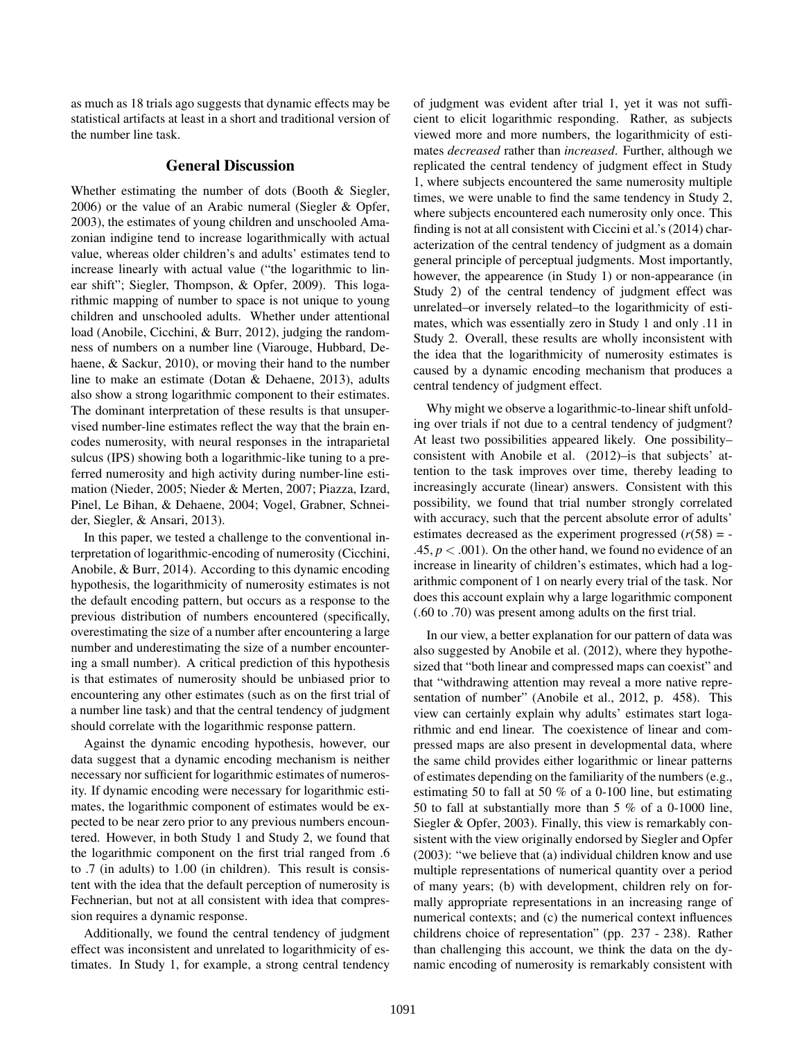as much as 18 trials ago suggests that dynamic effects may be statistical artifacts at least in a short and traditional version of the number line task.

## General Discussion

Whether estimating the number of dots (Booth & Siegler, 2006) or the value of an Arabic numeral (Siegler & Opfer, 2003), the estimates of young children and unschooled Amazonian indigine tend to increase logarithmically with actual value, whereas older children's and adults' estimates tend to increase linearly with actual value ("the logarithmic to linear shift"; Siegler, Thompson, & Opfer, 2009). This logarithmic mapping of number to space is not unique to young children and unschooled adults. Whether under attentional load (Anobile, Cicchini, & Burr, 2012), judging the randomness of numbers on a number line (Viarouge, Hubbard, Dehaene, & Sackur, 2010), or moving their hand to the number line to make an estimate (Dotan & Dehaene, 2013), adults also show a strong logarithmic component to their estimates. The dominant interpretation of these results is that unsupervised number-line estimates reflect the way that the brain encodes numerosity, with neural responses in the intraparietal sulcus (IPS) showing both a logarithmic-like tuning to a preferred numerosity and high activity during number-line estimation (Nieder, 2005; Nieder & Merten, 2007; Piazza, Izard, Pinel, Le Bihan, & Dehaene, 2004; Vogel, Grabner, Schneider, Siegler, & Ansari, 2013).

In this paper, we tested a challenge to the conventional interpretation of logarithmic-encoding of numerosity (Cicchini, Anobile, & Burr, 2014). According to this dynamic encoding hypothesis, the logarithmicity of numerosity estimates is not the default encoding pattern, but occurs as a response to the previous distribution of numbers encountered (specifically, overestimating the size of a number after encountering a large number and underestimating the size of a number encountering a small number). A critical prediction of this hypothesis is that estimates of numerosity should be unbiased prior to encountering any other estimates (such as on the first trial of a number line task) and that the central tendency of judgment should correlate with the logarithmic response pattern.

Against the dynamic encoding hypothesis, however, our data suggest that a dynamic encoding mechanism is neither necessary nor sufficient for logarithmic estimates of numerosity. If dynamic encoding were necessary for logarithmic estimates, the logarithmic component of estimates would be expected to be near zero prior to any previous numbers encountered. However, in both Study 1 and Study 2, we found that the logarithmic component on the first trial ranged from .6 to .7 (in adults) to 1.00 (in children). This result is consistent with the idea that the default perception of numerosity is Fechnerian, but not at all consistent with idea that compression requires a dynamic response.

Additionally, we found the central tendency of judgment effect was inconsistent and unrelated to logarithmicity of estimates. In Study 1, for example, a strong central tendency of judgment was evident after trial 1, yet it was not sufficient to elicit logarithmic responding. Rather, as subjects viewed more and more numbers, the logarithmicity of estimates *decreased* rather than *increased*. Further, although we replicated the central tendency of judgment effect in Study 1, where subjects encountered the same numerosity multiple times, we were unable to find the same tendency in Study 2, where subjects encountered each numerosity only once. This finding is not at all consistent with Ciccini et al.'s (2014) characterization of the central tendency of judgment as a domain general principle of perceptual judgments. Most importantly, however, the appearence (in Study 1) or non-appearance (in Study 2) of the central tendency of judgment effect was unrelated–or inversely related–to the logarithmicity of estimates, which was essentially zero in Study 1 and only .11 in Study 2. Overall, these results are wholly inconsistent with the idea that the logarithmicity of numerosity estimates is caused by a dynamic encoding mechanism that produces a central tendency of judgment effect.

Why might we observe a logarithmic-to-linear shift unfolding over trials if not due to a central tendency of judgment? At least two possibilities appeared likely. One possibility–consistent with Anobile et al. (2012)–is that subjects' attention to the task improves over time, thereby leading to increasingly accurate (linear) answers. Consistent with this possibility, we found that trial number strongly correlated with accuracy, such that the percent absolute error of adults' estimates decreased as the experiment progressed ($r(58) = -.45, p < .001$). On the other hand, we found no evidence of an increase in linearity of children's estimates, which had a logarithmic component of 1 on nearly every trial of the task. Nor does this account explain why a large logarithmic component (.60 to .70) was present among adults on the first trial.

In our view, a better explanation for our pattern of data was also suggested by Anobile et al. (2012), where they hypothesized that "both linear and compressed maps can coexist" and that "withdrawing attention may reveal a more native representation of number" (Anobile et al., 2012, p. 458). This view can certainly explain why adults' estimates start logarithmic and end linear. The coexistence of linear and compressed maps are also present in developmental data, where the same child provides either logarithmic or linear patterns of estimates depending on the familiarity of the numbers (e.g., estimating 50 to fall at 50 % of a 0-100 line, but estimating 50 to fall at substantially more than 5 % of a 0-1000 line, Siegler & Opfer, 2003). Finally, this view is remarkably consistent with the view originally endorsed by Siegler and Opfer (2003): "we believe that (a) individual children know and use multiple representations of numerical quantity over a period of many years; (b) with development, children rely on formally appropriate representations in an increasing range of numerical contexts; and (c) the numerical context influences childrens choice of representation" (pp. 237 - 238). Rather than challenging this account, we think the data on the dynamic encoding of numerosity is remarkably consistent with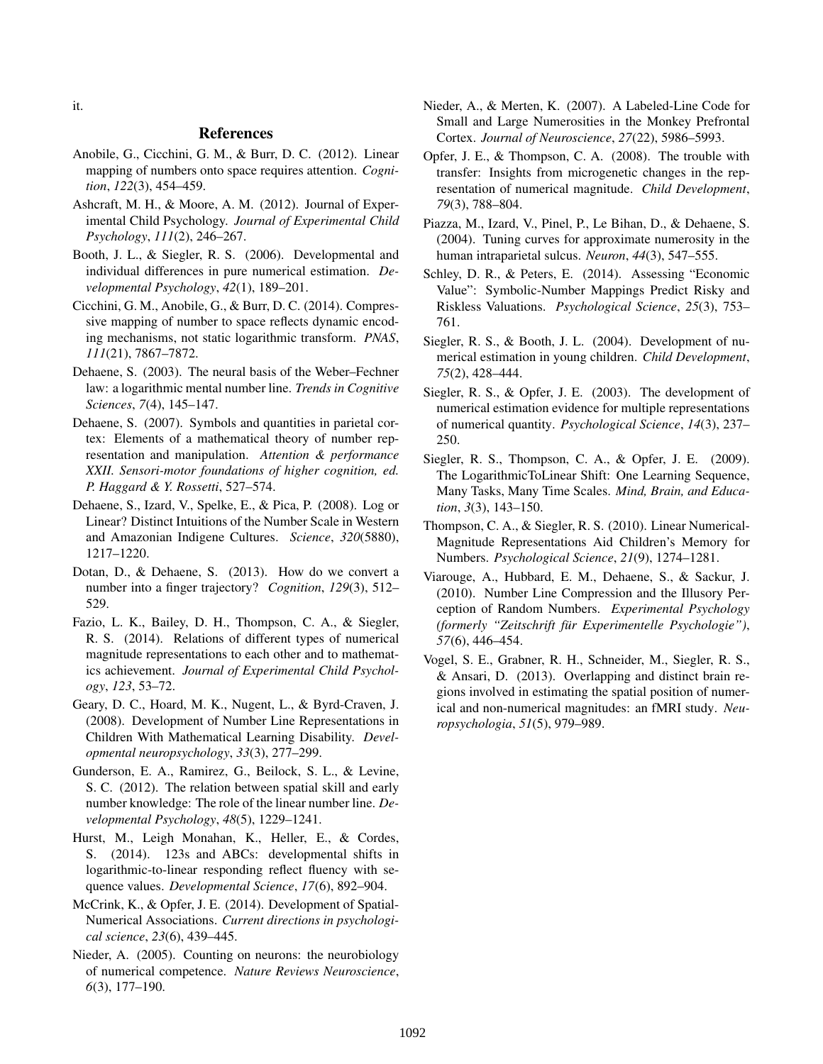it.

## References

Anobile, G., Cicchini, G. M., & Burr, D. C. (2012). Linear mapping of numbers onto space requires attention. *Cognition*, *122*(3), 454–459.

Ashcraft, M. H., & Moore, A. M. (2012). Journal of Experimental Child Psychology. *Journal of Experimental Child Psychology*, *111*(2), 246–267.

Booth, J. L., & Siegler, R. S. (2006). Developmental and individual differences in pure numerical estimation. *Developmental Psychology*, *42*(1), 189–201.

Cicchini, G. M., Anobile, G., & Burr, D. C. (2014). Compressive mapping of number to space reflects dynamic encoding mechanisms, not static logarithmic transform. *PNAS*, *111*(21), 7867–7872.

Dehaene, S. (2003). The neural basis of the Weber–Fechner law: a logarithmic mental number line. *Trends in Cognitive Sciences*, *7*(4), 145–147.

Dehaene, S. (2007). Symbols and quantities in parietal cortex: Elements of a mathematical theory of number representation and manipulation. *Attention & performance XXII. Sensori-motor foundations of higher cognition, ed. P. Haggard & Y. Rossetti*, 527–574.

Dehaene, S., Izard, V., Spelke, E., & Pica, P. (2008). Log or Linear? Distinct Intuitions of the Number Scale in Western and Amazonian Indigene Cultures. *Science*, *320*(5880), 1217–1220.

Dotan, D., & Dehaene, S. (2013). How do we convert a number into a finger trajectory? *Cognition*, *129*(3), 512–529.

Fazio, L. K., Bailey, D. H., Thompson, C. A., & Siegler, R. S. (2014). Relations of different types of numerical magnitude representations to each other and to mathematics achievement. *Journal of Experimental Child Psychology*, *123*, 53–72.

Geary, D. C., Hoard, M. K., Nugent, L., & Byrd-Craven, J. (2008). Development of Number Line Representations in Children With Mathematical Learning Disability. *Developmental neuropsychology*, *33*(3), 277–299.

Gunderson, E. A., Ramirez, G., Beilock, S. L., & Levine, S. C. (2012). The relation between spatial skill and early number knowledge: The role of the linear number line. *Developmental Psychology*, *48*(5), 1229–1241.

Hurst, M., Leigh Monahan, K., Heller, E., & Cordes, S. (2014). 123s and ABCs: developmental shifts in logarithmic-to-linear responding reflect fluency with sequence values. *Developmental Science*, *17*(6), 892–904.

McCrink, K., & Opfer, J. E. (2014). Development of Spatial-Numerical Associations. *Current directions in psychological science*, *23*(6), 439–445.

Nieder, A. (2005). Counting on neurons: the neurobiology of numerical competence. *Nature Reviews Neuroscience*, *6*(3), 177–190.

Nieder, A., & Merten, K. (2007). A Labeled-Line Code for Small and Large Numerosities in the Monkey Prefrontal Cortex. *Journal of Neuroscience*, *27*(22), 5986–5993.

Opfer, J. E., & Thompson, C. A. (2008). The trouble with transfer: Insights from microgenetic changes in the representation of numerical magnitude. *Child Development*, *79*(3), 788–804.

Piazza, M., Izard, V., Pinel, P., Le Bihan, D., & Dehaene, S. (2004). Tuning curves for approximate numerosity in the human intraparietal sulcus. *Neuron*, *44*(3), 547–555.

Schley, D. R., & Peters, E. (2014). Assessing "Economic Value": Symbolic-Number Mappings Predict Risky and Riskless Valuations. *Psychological Science*, *25*(3), 753–761.

Siegler, R. S., & Booth, J. L. (2004). Development of numerical estimation in young children. *Child Development*, *75*(2), 428–444.

Siegler, R. S., & Opfer, J. E. (2003). The development of numerical estimation evidence for multiple representations of numerical quantity. *Psychological Science*, *14*(3), 237–250.

Siegler, R. S., Thompson, C. A., & Opfer, J. E. (2009). The LogarithmicToLinear Shift: One Learning Sequence, Many Tasks, Many Time Scales. *Mind, Brain, and Education*, *3*(3), 143–150.

Thompson, C. A., & Siegler, R. S. (2010). Linear Numerical-Magnitude Representations Aid Children's Memory for Numbers. *Psychological Science*, *21*(9), 1274–1281.

Viarouge, A., Hubbard, E. M., Dehaene, S., & Sackur, J. (2010). Number Line Compression and the Illusory Perception of Random Numbers. *Experimental Psychology (formerly "Zeitschrift für Experimentelle Psychologie")*, *57*(6), 446–454.

Vogel, S. E., Grabner, R. H., Schneider, M., Siegler, R. S., & Ansari, D. (2013). Overlapping and distinct brain regions involved in estimating the spatial position of numerical and non-numerical magnitudes: an fMRI study. *Neuropsychologia*, *51*(5), 979–989.